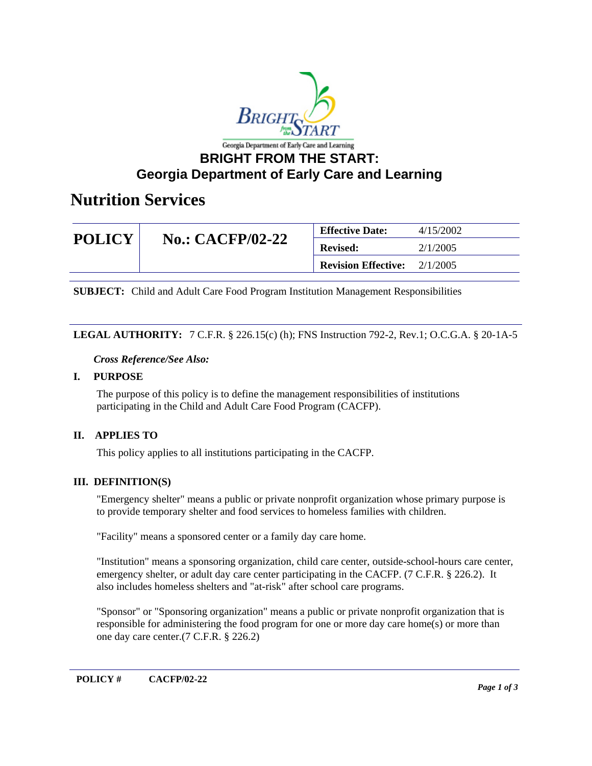# BRIGHT FROM THE START: Georgia Department of Early Care and Learning

## Nutrition Services

| POLICY | No.: CACFP/02-22 | Effective Date: | 4/15/2002 |
|---|---|---|---|
| | | Revised: | 2/1/2005 |
| | | Revision Effective: | 2/1/2005 |

**SUBJECT:** Child and Adult Care Food Program Institution Management Responsibilities

**LEGAL AUTHORITY:** 7 C.F.R. § 226.15(c) (h); FNS Instruction 792-2, Rev.1; O.C.G.A. § 20-1A-5

*Cross Reference/See Also:*

### I. PURPOSE

The purpose of this policy is to define the management responsibilities of institutions participating in the Child and Adult Care Food Program (CACFP).

### II. APPLIES TO

This policy applies to all institutions participating in the CACFP.

### III. DEFINITION(S)

"Emergency shelter" means a public or private nonprofit organization whose primary purpose is to provide temporary shelter and food services to homeless families with children.

"Facility" means a sponsored center or a family day care home.

"Institution" means a sponsoring organization, child care center, outside-school-hours care center, emergency shelter, or adult day care center participating in the CACFP. (7 C.F.R. § 226.2). It also includes homeless shelters and "at-risk" after school care programs.

"Sponsor" or "Sponsoring organization" means a public or private nonprofit organization that is responsible for administering the food program for one or more day care home(s) or more than one day care center.(7 C.F.R. § 226.2)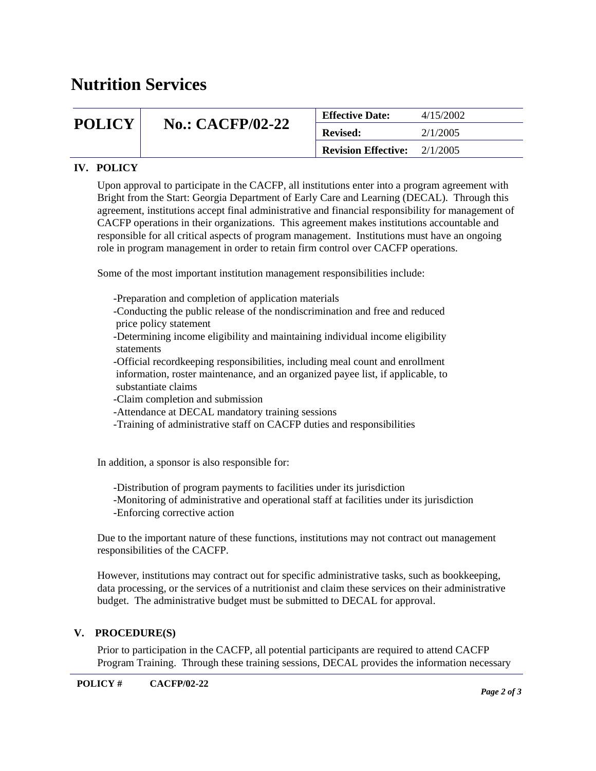# Nutrition Services

| POLICY | No.: CACFP/02-22 | Effective Date: | 4/15/2002 |
|---|---|---|---|
| | | Revised: | 2/1/2005 |
| | | Revision Effective: | 2/1/2005 |

## IV. POLICY

Upon approval to participate in the CACFP, all institutions enter into a program agreement with Bright from the Start: Georgia Department of Early Care and Learning (DECAL). Through this agreement, institutions accept final administrative and financial responsibility for management of CACFP operations in their organizations. This agreement makes institutions accountable and responsible for all critical aspects of program management. Institutions must have an ongoing role in program management in order to retain firm control over CACFP operations.

Some of the most important institution management responsibilities include:

- Preparation and completion of application materials
- Conducting the public release of the nondiscrimination and free and reduced price policy statement
- Determining income eligibility and maintaining individual income eligibility statements
- Official recordkeeping responsibilities, including meal count and enrollment information, roster maintenance, and an organized payee list, if applicable, to substantiate claims
- Claim completion and submission
- Attendance at DECAL mandatory training sessions
- Training of administrative staff on CACFP duties and responsibilities

In addition, a sponsor is also responsible for:

- Distribution of program payments to facilities under its jurisdiction
- Monitoring of administrative and operational staff at facilities under its jurisdiction
- Enforcing corrective action

Due to the important nature of these functions, institutions may not contract out management responsibilities of the CACFP.

However, institutions may contract out for specific administrative tasks, such as bookkeeping, data processing, or the services of a nutritionist and claim these services on their administrative budget. The administrative budget must be submitted to DECAL for approval.

## V. PROCEDURE(S)

Prior to participation in the CACFP, all potential participants are required to attend CACFP Program Training. Through these training sessions, DECAL provides the information necessary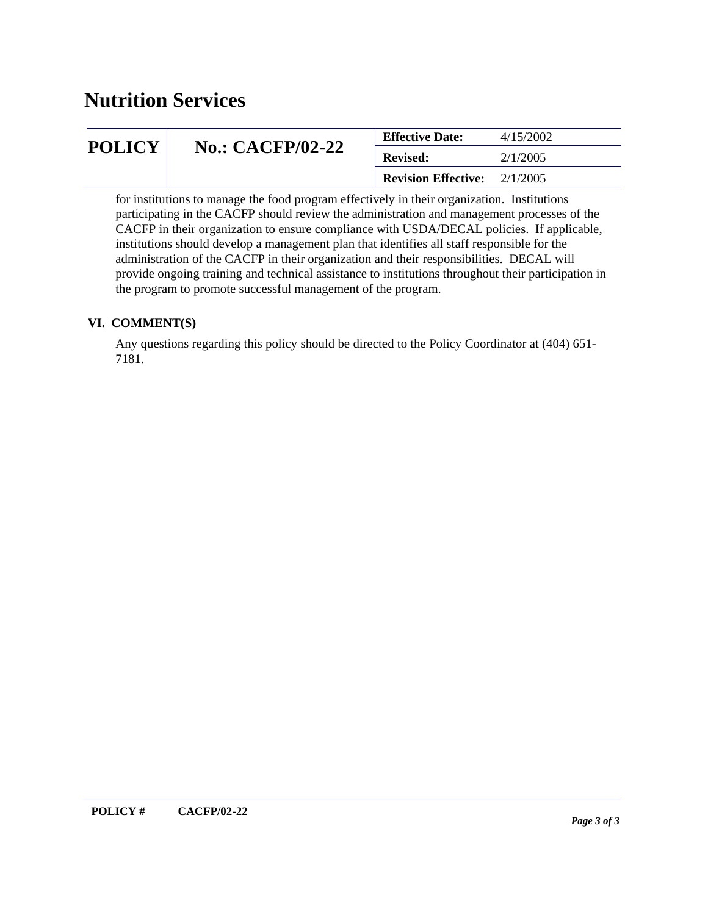for institutions to manage the food program effectively in their organization. Institutions participating in the CACFP should review the administration and management processes of the CACFP in their organization to ensure compliance with USDA/DECAL policies. If applicable, institutions should develop a management plan that identifies all staff responsible for the administration of the CACFP in their organization and their responsibilities. DECAL will provide ongoing training and technical assistance to institutions throughout their participation in the program to promote successful management of the program.

## VI. COMMENT(S)

Any questions regarding this policy should be directed to the Policy Coordinator at (404) 651-7181.